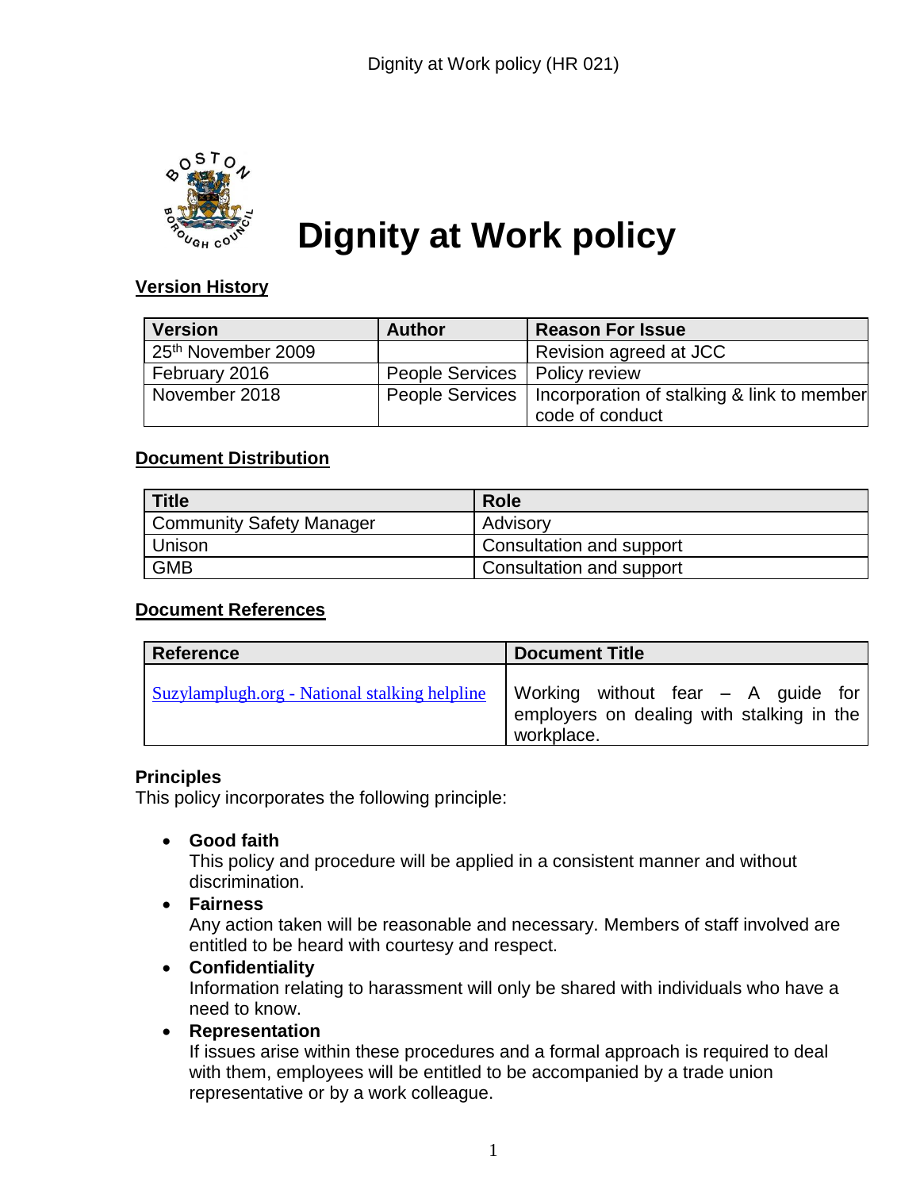# Dignity at Work policy

## Version History

| Version | Author | Reason For Issue |
| --- | --- | --- |
| 25th November 2009 | | Revision agreed at JCC |
| February 2016 | People Services | Policy review |
| November 2018 | People Services | Incorporation of stalking & link to member code of conduct |

## Document Distribution

| Title | Role |
| --- | --- |
| Community Safety Manager | Advisory |
| Unison | Consultation and support |
| GMB | Consultation and support |

## Document References

| Reference | Document Title |
| --- | --- |
| Suzylamplugh.org - National stalking helpline | Working without fear – A guide for employers on dealing with stalking in the workplace. |

### Principles

This policy incorporates the following principle:

- **Good faith**
  This policy and procedure will be applied in a consistent manner and without discrimination.
- **Fairness**
  Any action taken will be reasonable and necessary. Members of staff involved are entitled to be heard with courtesy and respect.
- **Confidentiality**
  Information relating to harassment will only be shared with individuals who have a need to know.
- **Representation**
  If issues arise within these procedures and a formal approach is required to deal with them, employees will be entitled to be accompanied by a trade union representative or by a work colleague.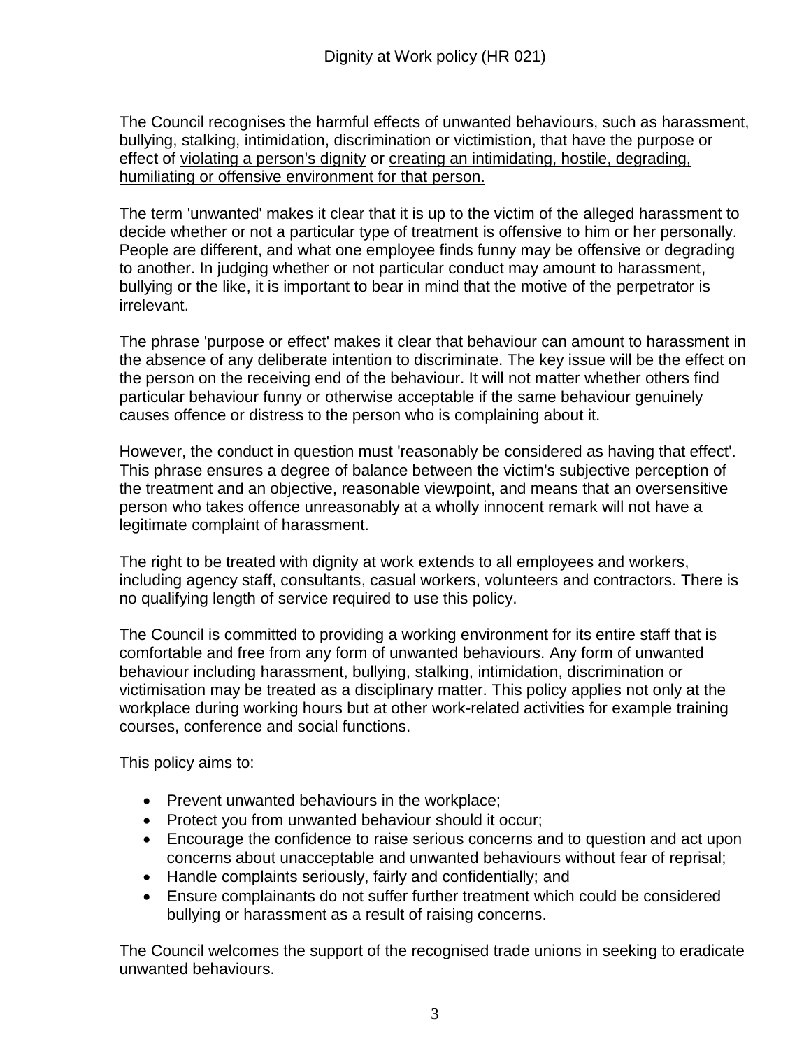Dignity at Work policy (HR 021)

The Council recognises the harmful effects of unwanted behaviours, such as harassment, bullying, stalking, intimidation, discrimination or victimistion, that have the purpose or effect of <u>violating a person's dignity</u> or <u>creating an intimidating, hostile, degrading, humiliating or offensive environment for that person.</u>

The term 'unwanted' makes it clear that it is up to the victim of the alleged harassment to decide whether or not a particular type of treatment is offensive to him or her personally. People are different, and what one employee finds funny may be offensive or degrading to another. In judging whether or not particular conduct may amount to harassment, bullying or the like, it is important to bear in mind that the motive of the perpetrator is irrelevant.

The phrase 'purpose or effect' makes it clear that behaviour can amount to harassment in the absence of any deliberate intention to discriminate. The key issue will be the effect on the person on the receiving end of the behaviour. It will not matter whether others find particular behaviour funny or otherwise acceptable if the same behaviour genuinely causes offence or distress to the person who is complaining about it.

However, the conduct in question must 'reasonably be considered as having that effect'. This phrase ensures a degree of balance between the victim's subjective perception of the treatment and an objective, reasonable viewpoint, and means that an oversensitive person who takes offence unreasonably at a wholly innocent remark will not have a legitimate complaint of harassment.

The right to be treated with dignity at work extends to all employees and workers, including agency staff, consultants, casual workers, volunteers and contractors. There is no qualifying length of service required to use this policy.

The Council is committed to providing a working environment for its entire staff that is comfortable and free from any form of unwanted behaviours. Any form of unwanted behaviour including harassment, bullying, stalking, intimidation, discrimination or victimisation may be treated as a disciplinary matter. This policy applies not only at the workplace during working hours but at other work-related activities for example training courses, conference and social functions.

This policy aims to:

- Prevent unwanted behaviours in the workplace;
- Protect you from unwanted behaviour should it occur;
- Encourage the confidence to raise serious concerns and to question and act upon concerns about unacceptable and unwanted behaviours without fear of reprisal;
- Handle complaints seriously, fairly and confidentially; and
- Ensure complainants do not suffer further treatment which could be considered bullying or harassment as a result of raising concerns.

The Council welcomes the support of the recognised trade unions in seeking to eradicate unwanted behaviours.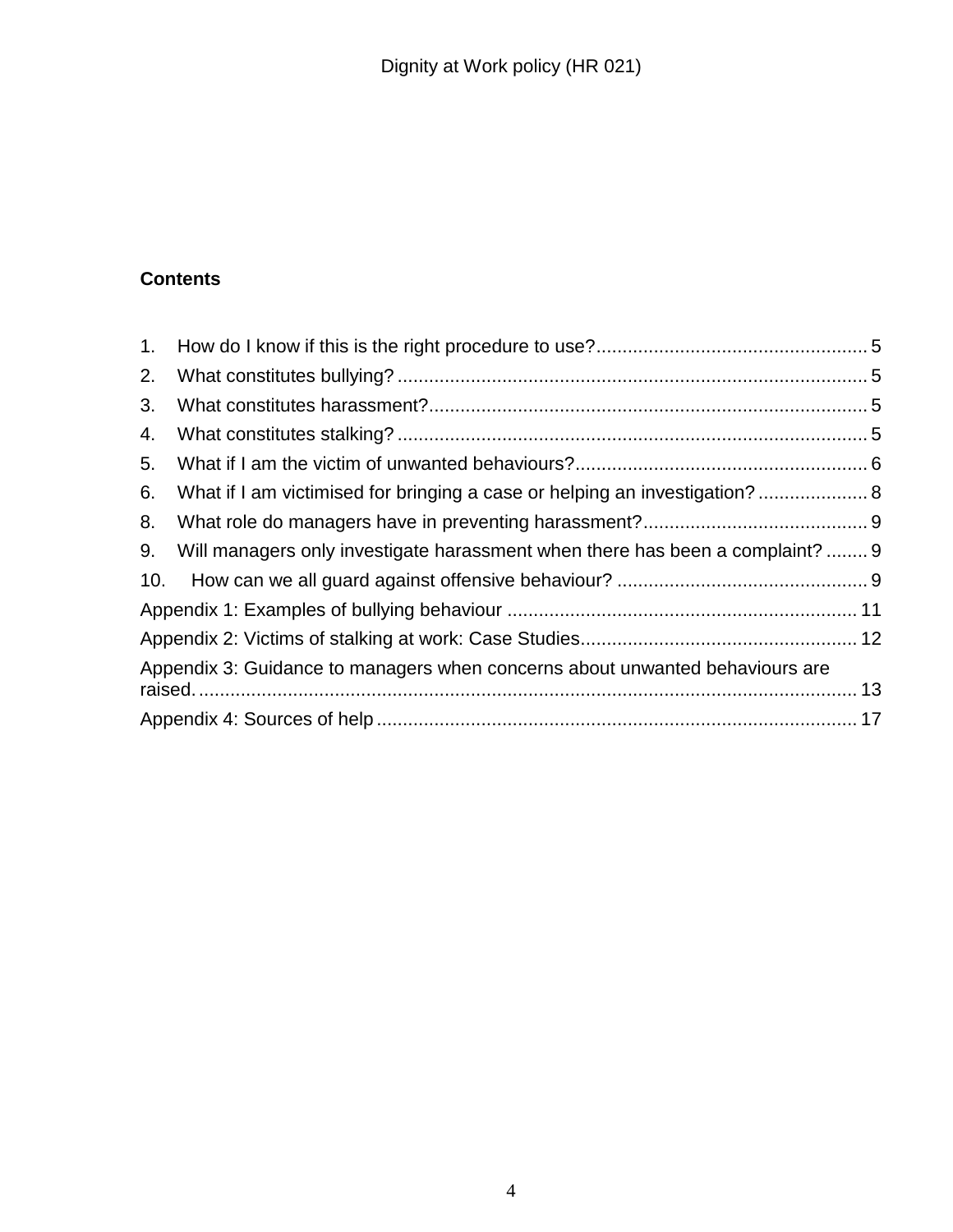**Contents**

1. How do I know if this is the right procedure to use? 5
2. What constitutes bullying? 5
3. What constitutes harassment? 5
4. What constitutes stalking? 5
5. What if I am the victim of unwanted behaviours? 6
6. What if I am victimised for bringing a case or helping an investigation? 8
8. What role do managers have in preventing harassment? 9
9. Will managers only investigate harassment when there has been a complaint? 9
10. How can we all guard against offensive behaviour? 9

Appendix 1: Examples of bullying behaviour 11

Appendix 2: Victims of stalking at work: Case Studies 12

Appendix 3: Guidance to managers when concerns about unwanted behaviours are raised. 13

Appendix 4: Sources of help 17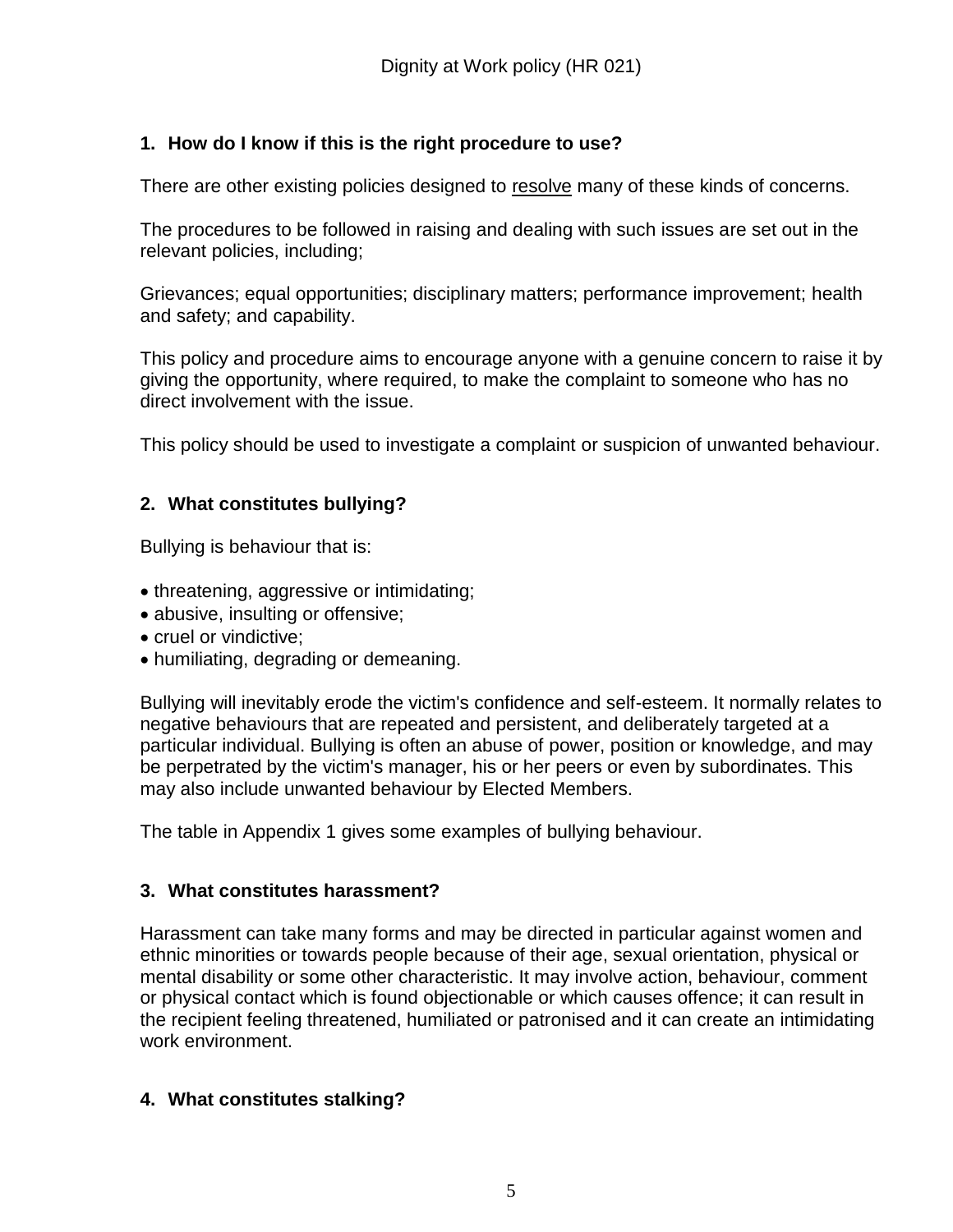## 1. How do I know if this is the right procedure to use?

There are other existing policies designed to resolve many of these kinds of concerns.

The procedures to be followed in raising and dealing with such issues are set out in the relevant policies, including;

Grievances; equal opportunities; disciplinary matters; performance improvement; health and safety; and capability.

This policy and procedure aims to encourage anyone with a genuine concern to raise it by giving the opportunity, where required, to make the complaint to someone who has no direct involvement with the issue.

This policy should be used to investigate a complaint or suspicion of unwanted behaviour.

## 2. What constitutes bullying?

Bullying is behaviour that is:

- threatening, aggressive or intimidating;
- abusive, insulting or offensive;
- cruel or vindictive;
- humiliating, degrading or demeaning.

Bullying will inevitably erode the victim's confidence and self-esteem. It normally relates to negative behaviours that are repeated and persistent, and deliberately targeted at a particular individual. Bullying is often an abuse of power, position or knowledge, and may be perpetrated by the victim's manager, his or her peers or even by subordinates. This may also include unwanted behaviour by Elected Members.

The table in Appendix 1 gives some examples of bullying behaviour.

## 3. What constitutes harassment?

Harassment can take many forms and may be directed in particular against women and ethnic minorities or towards people because of their age, sexual orientation, physical or mental disability or some other characteristic. It may involve action, behaviour, comment or physical contact which is found objectionable or which causes offence; it can result in the recipient feeling threatened, humiliated or patronised and it can create an intimidating work environment.

## 4. What constitutes stalking?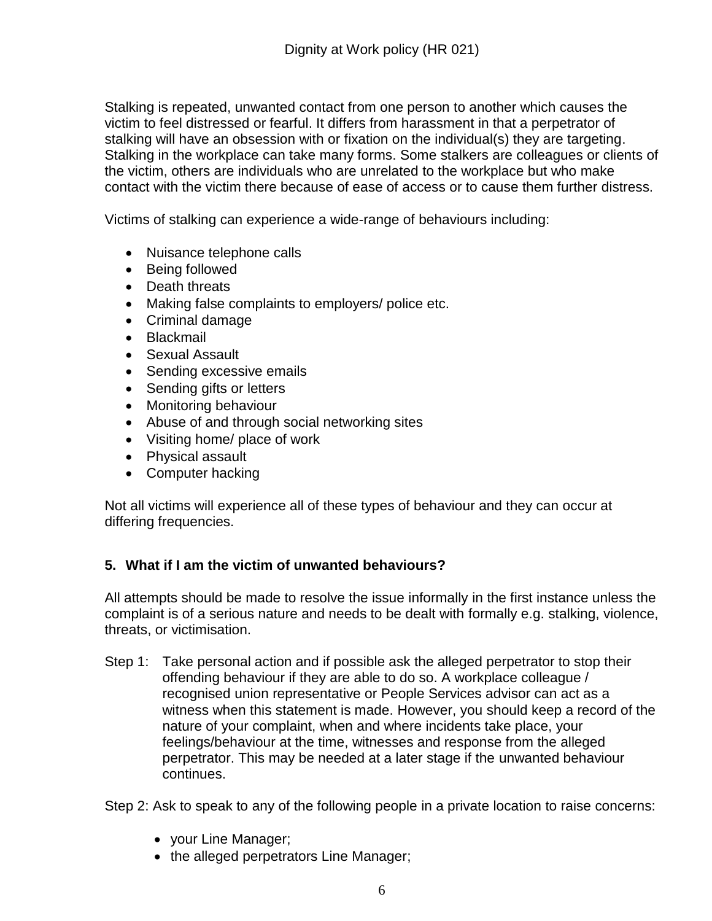Stalking is repeated, unwanted contact from one person to another which causes the victim to feel distressed or fearful. It differs from harassment in that a perpetrator of stalking will have an obsession with or fixation on the individual(s) they are targeting. Stalking in the workplace can take many forms. Some stalkers are colleagues or clients of the victim, others are individuals who are unrelated to the workplace but who make contact with the victim there because of ease of access or to cause them further distress.

Victims of stalking can experience a wide-range of behaviours including:

- Nuisance telephone calls
- Being followed
- Death threats
- Making false complaints to employers/ police etc.
- Criminal damage
- Blackmail
- Sexual Assault
- Sending excessive emails
- Sending gifts or letters
- Monitoring behaviour
- Abuse of and through social networking sites
- Visiting home/ place of work
- Physical assault
- Computer hacking

Not all victims will experience all of these types of behaviour and they can occur at differing frequencies.

## 5. What if I am the victim of unwanted behaviours?

All attempts should be made to resolve the issue informally in the first instance unless the complaint is of a serious nature and needs to be dealt with formally e.g. stalking, violence, threats, or victimisation.

Step 1: Take personal action and if possible ask the alleged perpetrator to stop their offending behaviour if they are able to do so. A workplace colleague / recognised union representative or People Services advisor can act as a witness when this statement is made. However, you should keep a record of the nature of your complaint, when and where incidents take place, your feelings/behaviour at the time, witnesses and response from the alleged perpetrator. This may be needed at a later stage if the unwanted behaviour continues.

Step 2: Ask to speak to any of the following people in a private location to raise concerns:

- your Line Manager;
- the alleged perpetrators Line Manager;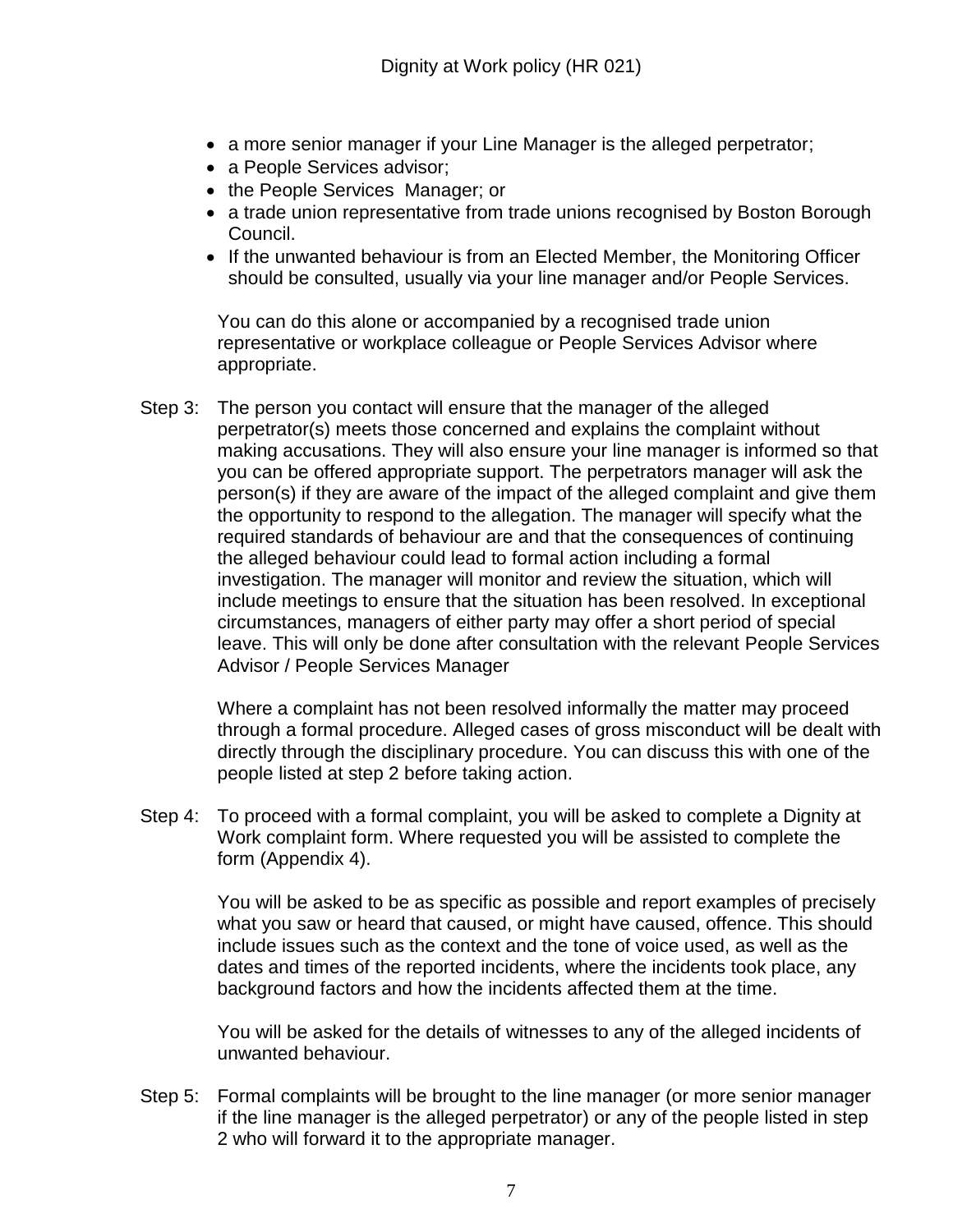- a more senior manager if your Line Manager is the alleged perpetrator;
- a People Services advisor;
- the People Services Manager; or
- a trade union representative from trade unions recognised by Boston Borough Council.
- If the unwanted behaviour is from an Elected Member, the Monitoring Officer should be consulted, usually via your line manager and/or People Services.

You can do this alone or accompanied by a recognised trade union representative or workplace colleague or People Services Advisor where appropriate.

Step 3: The person you contact will ensure that the manager of the alleged perpetrator(s) meets those concerned and explains the complaint without making accusations. They will also ensure your line manager is informed so that you can be offered appropriate support. The perpetrators manager will ask the person(s) if they are aware of the impact of the alleged complaint and give them the opportunity to respond to the allegation. The manager will specify what the required standards of behaviour are and that the consequences of continuing the alleged behaviour could lead to formal action including a formal investigation. The manager will monitor and review the situation, which will include meetings to ensure that the situation has been resolved. In exceptional circumstances, managers of either party may offer a short period of special leave. This will only be done after consultation with the relevant People Services Advisor / People Services Manager

Where a complaint has not been resolved informally the matter may proceed through a formal procedure. Alleged cases of gross misconduct will be dealt with directly through the disciplinary procedure. You can discuss this with one of the people listed at step 2 before taking action.

Step 4: To proceed with a formal complaint, you will be asked to complete a Dignity at Work complaint form. Where requested you will be assisted to complete the form (Appendix 4).

You will be asked to be as specific as possible and report examples of precisely what you saw or heard that caused, or might have caused, offence. This should include issues such as the context and the tone of voice used, as well as the dates and times of the reported incidents, where the incidents took place, any background factors and how the incidents affected them at the time.

You will be asked for the details of witnesses to any of the alleged incidents of unwanted behaviour.

Step 5: Formal complaints will be brought to the line manager (or more senior manager if the line manager is the alleged perpetrator) or any of the people listed in step 2 who will forward it to the appropriate manager.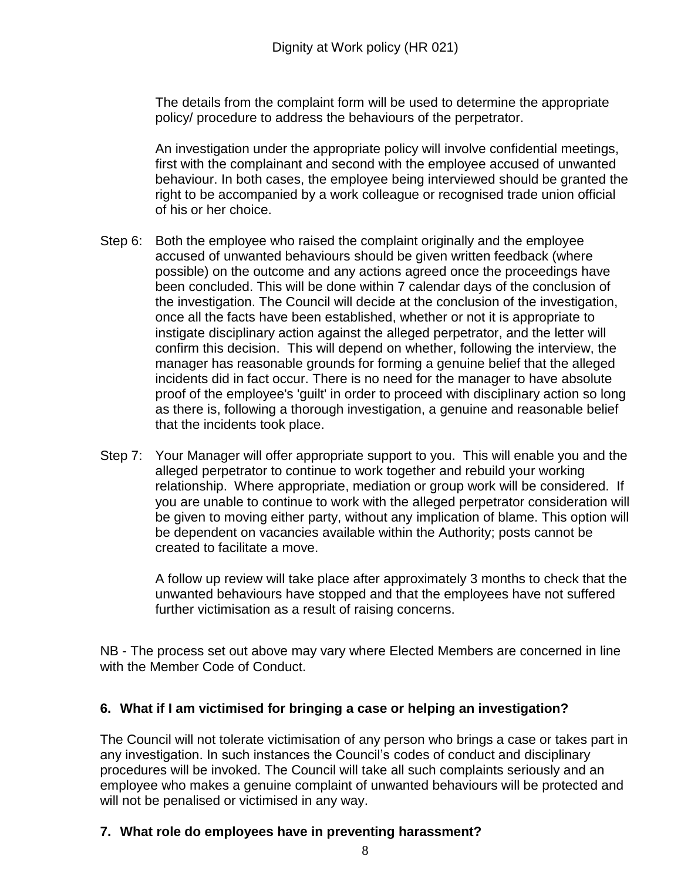The details from the complaint form will be used to determine the appropriate policy/ procedure to address the behaviours of the perpetrator.

An investigation under the appropriate policy will involve confidential meetings, first with the complainant and second with the employee accused of unwanted behaviour. In both cases, the employee being interviewed should be granted the right to be accompanied by a work colleague or recognised trade union official of his or her choice.

Step 6: Both the employee who raised the complaint originally and the employee accused of unwanted behaviours should be given written feedback (where possible) on the outcome and any actions agreed once the proceedings have been concluded. This will be done within 7 calendar days of the conclusion of the investigation. The Council will decide at the conclusion of the investigation, once all the facts have been established, whether or not it is appropriate to instigate disciplinary action against the alleged perpetrator, and the letter will confirm this decision. This will depend on whether, following the interview, the manager has reasonable grounds for forming a genuine belief that the alleged incidents did in fact occur. There is no need for the manager to have absolute proof of the employee's 'guilt' in order to proceed with disciplinary action so long as there is, following a thorough investigation, a genuine and reasonable belief that the incidents took place.

Step 7: Your Manager will offer appropriate support to you. This will enable you and the alleged perpetrator to continue to work together and rebuild your working relationship. Where appropriate, mediation or group work will be considered. If you are unable to continue to work with the alleged perpetrator consideration will be given to moving either party, without any implication of blame. This option will be dependent on vacancies available within the Authority; posts cannot be created to facilitate a move.

A follow up review will take place after approximately 3 months to check that the unwanted behaviours have stopped and that the employees have not suffered further victimisation as a result of raising concerns.

NB - The process set out above may vary where Elected Members are concerned in line with the Member Code of Conduct.

## 6. What if I am victimised for bringing a case or helping an investigation?

The Council will not tolerate victimisation of any person who brings a case or takes part in any investigation. In such instances the Council's codes of conduct and disciplinary procedures will be invoked. The Council will take all such complaints seriously and an employee who makes a genuine complaint of unwanted behaviours will be protected and will not be penalised or victimised in any way.

## 7. What role do employees have in preventing harassment?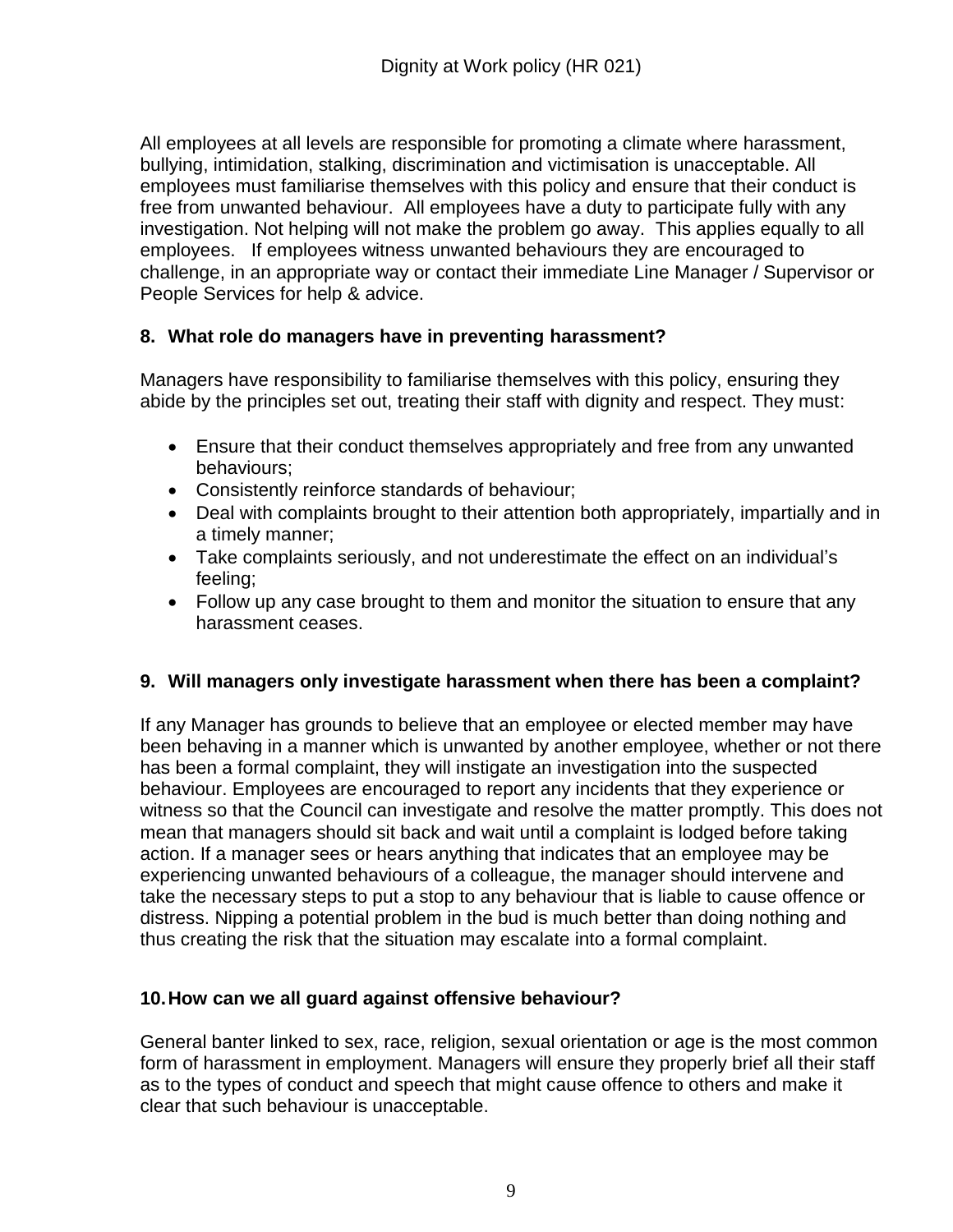All employees at all levels are responsible for promoting a climate where harassment, bullying, intimidation, stalking, discrimination and victimisation is unacceptable. All employees must familiarise themselves with this policy and ensure that their conduct is free from unwanted behaviour. All employees have a duty to participate fully with any investigation. Not helping will not make the problem go away. This applies equally to all employees. If employees witness unwanted behaviours they are encouraged to challenge, in an appropriate way or contact their immediate Line Manager / Supervisor or People Services for help & advice.

## 8. What role do managers have in preventing harassment?

Managers have responsibility to familiarise themselves with this policy, ensuring they abide by the principles set out, treating their staff with dignity and respect. They must:

- Ensure that their conduct themselves appropriately and free from any unwanted behaviours;
- Consistently reinforce standards of behaviour;
- Deal with complaints brought to their attention both appropriately, impartially and in a timely manner;
- Take complaints seriously, and not underestimate the effect on an individual's feeling;
- Follow up any case brought to them and monitor the situation to ensure that any harassment ceases.

## 9. Will managers only investigate harassment when there has been a complaint?

If any Manager has grounds to believe that an employee or elected member may have been behaving in a manner which is unwanted by another employee, whether or not there has been a formal complaint, they will instigate an investigation into the suspected behaviour. Employees are encouraged to report any incidents that they experience or witness so that the Council can investigate and resolve the matter promptly. This does not mean that managers should sit back and wait until a complaint is lodged before taking action. If a manager sees or hears anything that indicates that an employee may be experiencing unwanted behaviours of a colleague, the manager should intervene and take the necessary steps to put a stop to any behaviour that is liable to cause offence or distress. Nipping a potential problem in the bud is much better than doing nothing and thus creating the risk that the situation may escalate into a formal complaint.

## 10. How can we all guard against offensive behaviour?

General banter linked to sex, race, religion, sexual orientation or age is the most common form of harassment in employment. Managers will ensure they properly brief all their staff as to the types of conduct and speech that might cause offence to others and make it clear that such behaviour is unacceptable.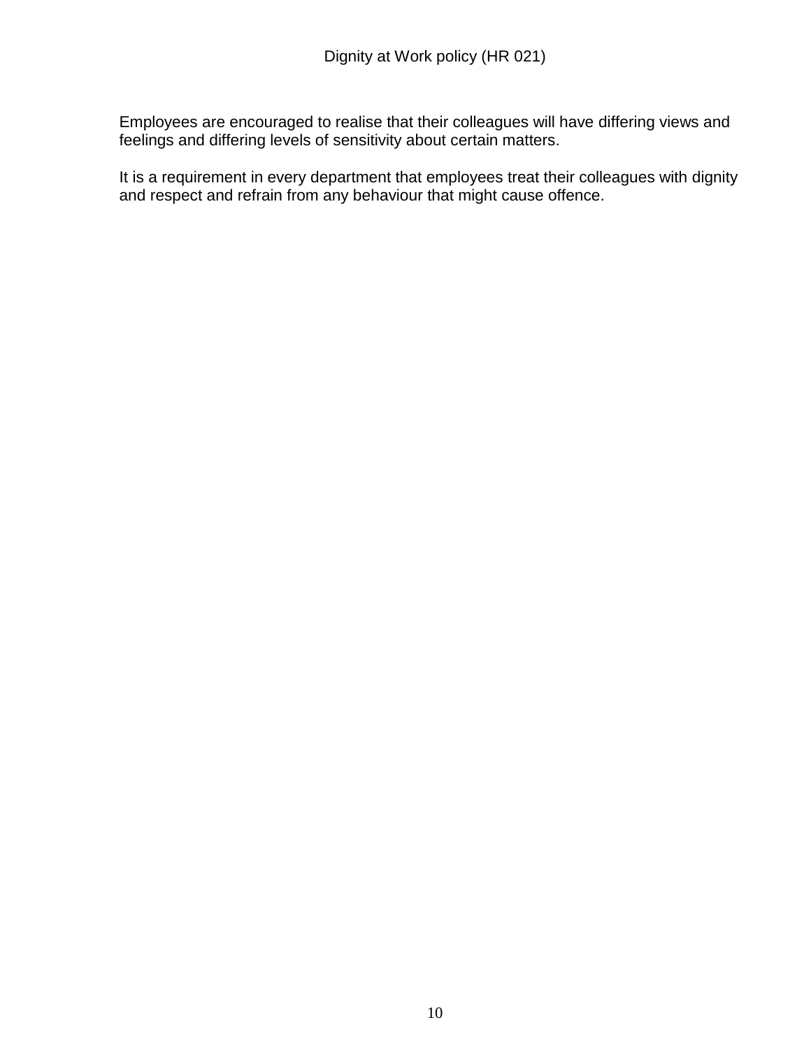Employees are encouraged to realise that their colleagues will have differing views and feelings and differing levels of sensitivity about certain matters.

It is a requirement in every department that employees treat their colleagues with dignity and respect and refrain from any behaviour that might cause offence.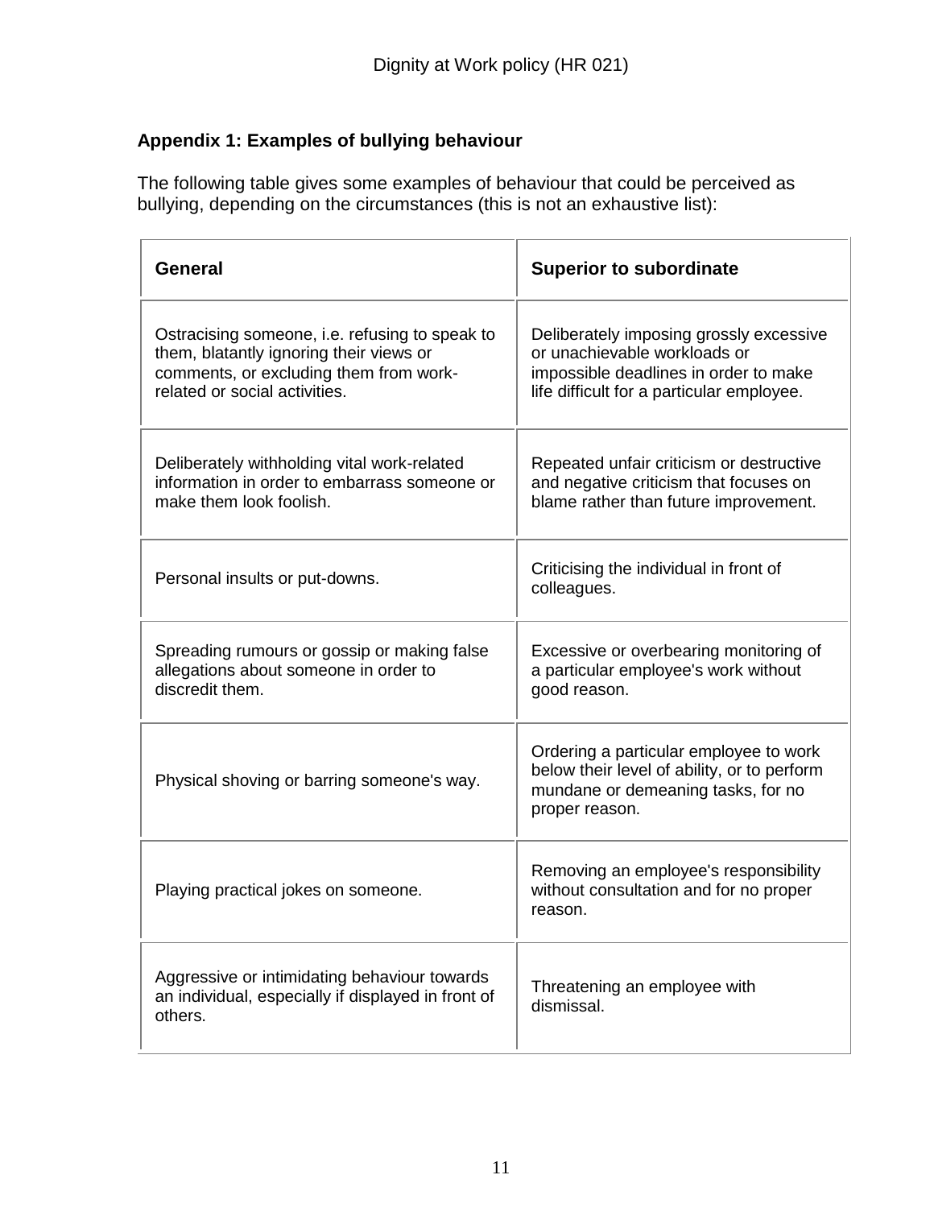## Appendix 1: Examples of bullying behaviour

The following table gives some examples of behaviour that could be perceived as bullying, depending on the circumstances (this is not an exhaustive list):

| General | Superior to subordinate |
|---|---|
| Ostracising someone, i.e. refusing to speak to them, blatantly ignoring their views or comments, or excluding them from work-related or social activities. | Deliberately imposing grossly excessive or unachievable workloads or impossible deadlines in order to make life difficult for a particular employee. |
| Deliberately withholding vital work-related information in order to embarrass someone or make them look foolish. | Repeated unfair criticism or destructive and negative criticism that focuses on blame rather than future improvement. |
| Personal insults or put-downs. | Criticising the individual in front of colleagues. |
| Spreading rumours or gossip or making false allegations about someone in order to discredit them. | Excessive or overbearing monitoring of a particular employee's work without good reason. |
| Physical shoving or barring someone's way. | Ordering a particular employee to work below their level of ability, or to perform mundane or demeaning tasks, for no proper reason. |
| Playing practical jokes on someone. | Removing an employee's responsibility without consultation and for no proper reason. |
| Aggressive or intimidating behaviour towards an individual, especially if displayed in front of others. | Threatening an employee with dismissal. |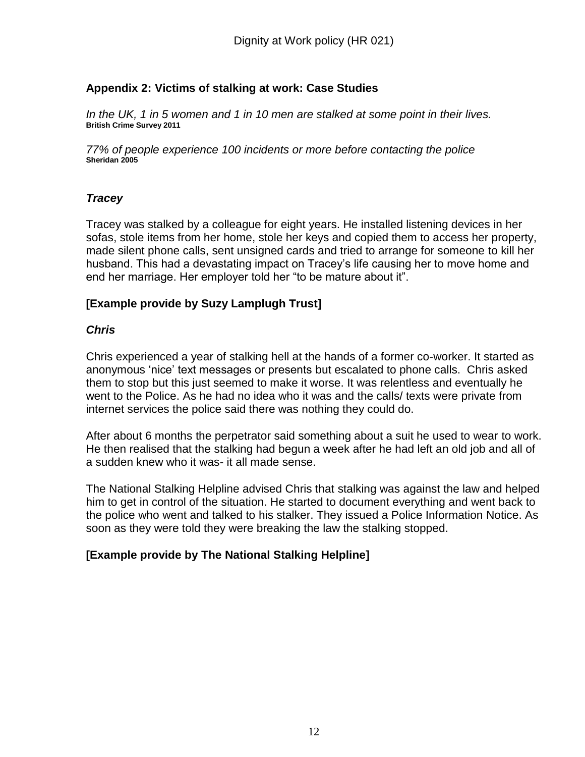## Appendix 2: Victims of stalking at work: Case Studies

*In the UK, 1 in 5 women and 1 in 10 men are stalked at some point in their lives.*
**British Crime Survey 2011**

*77% of people experience 100 incidents or more before contacting the police*
**Sheridan 2005**

### *Tracey*

Tracey was stalked by a colleague for eight years. He installed listening devices in her sofas, stole items from her home, stole her keys and copied them to access her property, made silent phone calls, sent unsigned cards and tried to arrange for someone to kill her husband. This had a devastating impact on Tracey's life causing her to move home and end her marriage. Her employer told her "to be mature about it".

**[Example provide by Suzy Lamplugh Trust]**

### *Chris*

Chris experienced a year of stalking hell at the hands of a former co-worker. It started as anonymous 'nice' text messages or presents but escalated to phone calls. Chris asked them to stop but this just seemed to make it worse. It was relentless and eventually he went to the Police. As he had no idea who it was and the calls/ texts were private from internet services the police said there was nothing they could do.

After about 6 months the perpetrator said something about a suit he used to wear to work. He then realised that the stalking had begun a week after he had left an old job and all of a sudden knew who it was- it all made sense.

The National Stalking Helpline advised Chris that stalking was against the law and helped him to get in control of the situation. He started to document everything and went back to the police who went and talked to his stalker. They issued a Police Information Notice. As soon as they were told they were breaking the law the stalking stopped.

**[Example provide by The National Stalking Helpline]**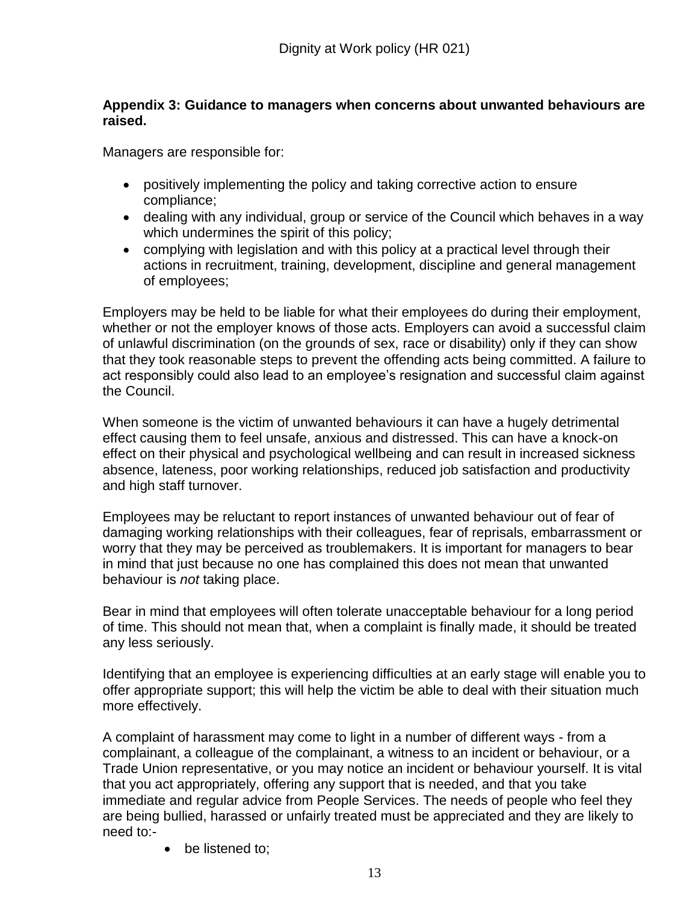**Appendix 3: Guidance to managers when concerns about unwanted behaviours are raised.**

Managers are responsible for:

- positively implementing the policy and taking corrective action to ensure compliance;
- dealing with any individual, group or service of the Council which behaves in a way which undermines the spirit of this policy;
- complying with legislation and with this policy at a practical level through their actions in recruitment, training, development, discipline and general management of employees;

Employers may be held to be liable for what their employees do during their employment, whether or not the employer knows of those acts. Employers can avoid a successful claim of unlawful discrimination (on the grounds of sex, race or disability) only if they can show that they took reasonable steps to prevent the offending acts being committed. A failure to act responsibly could also lead to an employee's resignation and successful claim against the Council.

When someone is the victim of unwanted behaviours it can have a hugely detrimental effect causing them to feel unsafe, anxious and distressed. This can have a knock-on effect on their physical and psychological wellbeing and can result in increased sickness absence, lateness, poor working relationships, reduced job satisfaction and productivity and high staff turnover.

Employees may be reluctant to report instances of unwanted behaviour out of fear of damaging working relationships with their colleagues, fear of reprisals, embarrassment or worry that they may be perceived as troublemakers. It is important for managers to bear in mind that just because no one has complained this does not mean that unwanted behaviour is *not* taking place.

Bear in mind that employees will often tolerate unacceptable behaviour for a long period of time. This should not mean that, when a complaint is finally made, it should be treated any less seriously.

Identifying that an employee is experiencing difficulties at an early stage will enable you to offer appropriate support; this will help the victim be able to deal with their situation much more effectively.

A complaint of harassment may come to light in a number of different ways - from a complainant, a colleague of the complainant, a witness to an incident or behaviour, or a Trade Union representative, or you may notice an incident or behaviour yourself. It is vital that you act appropriately, offering any support that is needed, and that you take immediate and regular advice from People Services. The needs of people who feel they are being bullied, harassed or unfairly treated must be appreciated and they are likely to need to:-

- be listened to;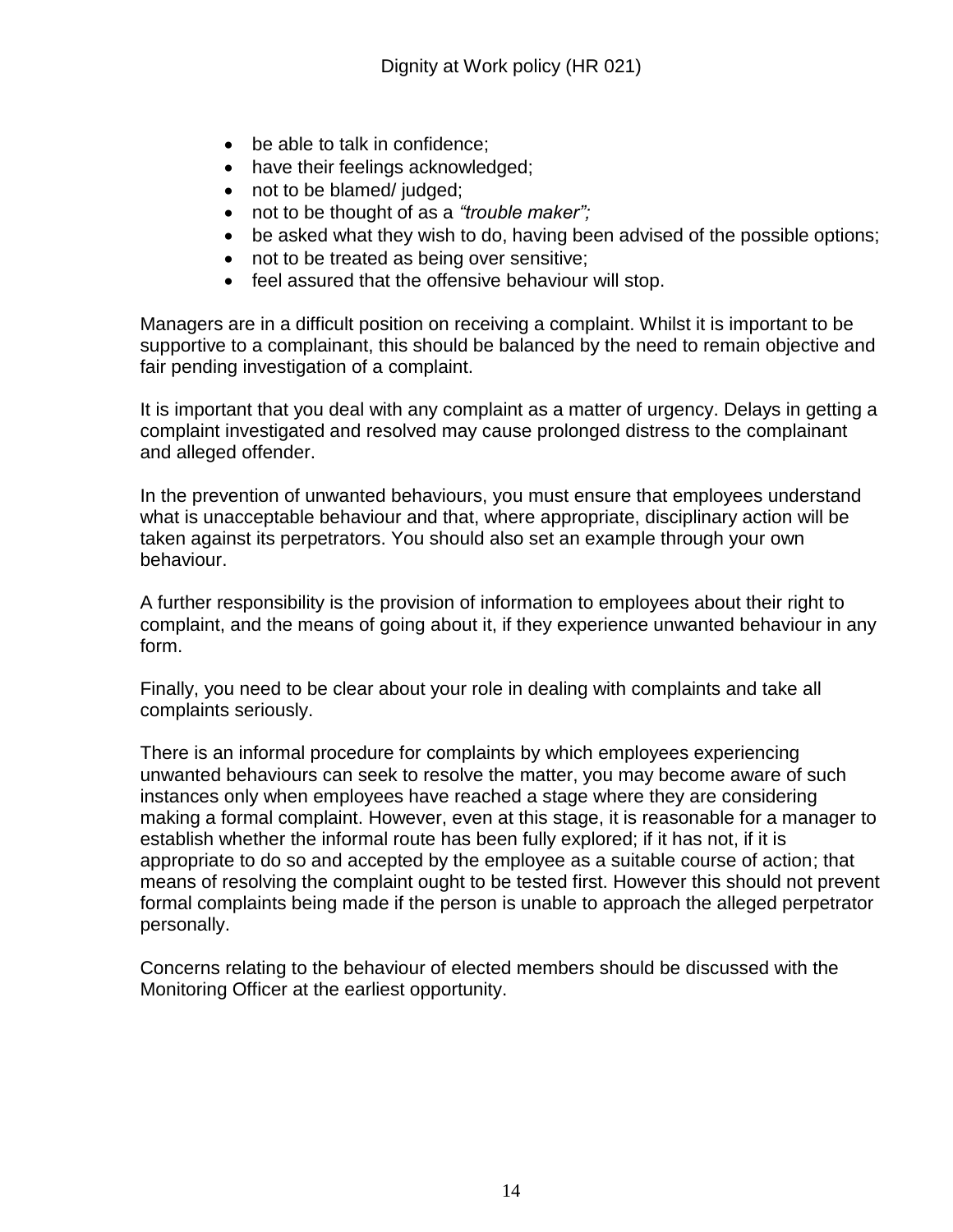- be able to talk in confidence;
- have their feelings acknowledged;
- not to be blamed/ judged;
- not to be thought of as a *"trouble maker";*
- be asked what they wish to do, having been advised of the possible options;
- not to be treated as being over sensitive;
- feel assured that the offensive behaviour will stop.

Managers are in a difficult position on receiving a complaint. Whilst it is important to be supportive to a complainant, this should be balanced by the need to remain objective and fair pending investigation of a complaint.

It is important that you deal with any complaint as a matter of urgency. Delays in getting a complaint investigated and resolved may cause prolonged distress to the complainant and alleged offender.

In the prevention of unwanted behaviours, you must ensure that employees understand what is unacceptable behaviour and that, where appropriate, disciplinary action will be taken against its perpetrators. You should also set an example through your own behaviour.

A further responsibility is the provision of information to employees about their right to complaint, and the means of going about it, if they experience unwanted behaviour in any form.

Finally, you need to be clear about your role in dealing with complaints and take all complaints seriously.

There is an informal procedure for complaints by which employees experiencing unwanted behaviours can seek to resolve the matter, you may become aware of such instances only when employees have reached a stage where they are considering making a formal complaint. However, even at this stage, it is reasonable for a manager to establish whether the informal route has been fully explored; if it has not, if it is appropriate to do so and accepted by the employee as a suitable course of action; that means of resolving the complaint ought to be tested first. However this should not prevent formal complaints being made if the person is unable to approach the alleged perpetrator personally.

Concerns relating to the behaviour of elected members should be discussed with the Monitoring Officer at the earliest opportunity.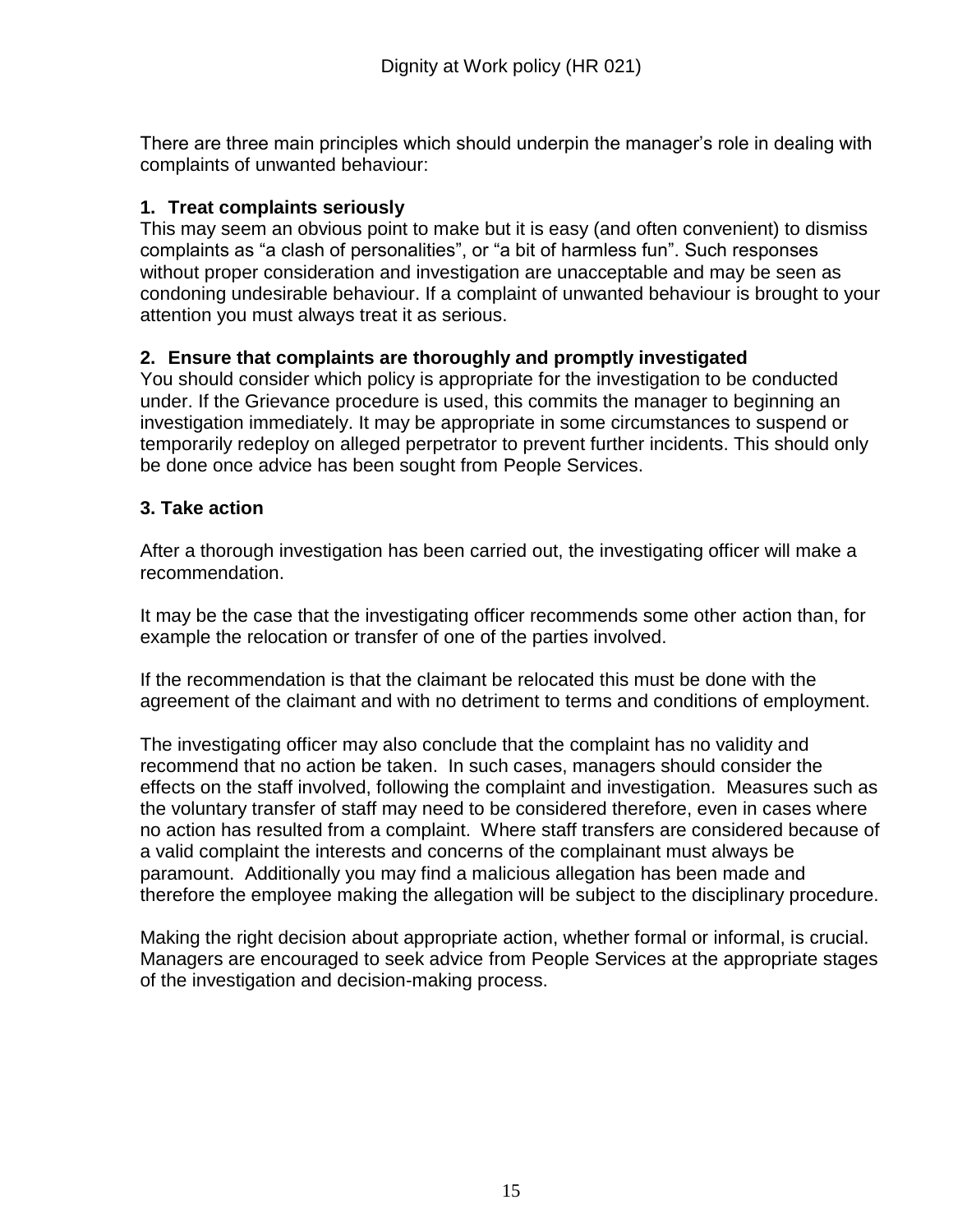There are three main principles which should underpin the manager's role in dealing with complaints of unwanted behaviour:

**1. Treat complaints seriously**

This may seem an obvious point to make but it is easy (and often convenient) to dismiss complaints as "a clash of personalities", or "a bit of harmless fun". Such responses without proper consideration and investigation are unacceptable and may be seen as condoning undesirable behaviour. If a complaint of unwanted behaviour is brought to your attention you must always treat it as serious.

**2. Ensure that complaints are thoroughly and promptly investigated**

You should consider which policy is appropriate for the investigation to be conducted under. If the Grievance procedure is used, this commits the manager to beginning an investigation immediately. It may be appropriate in some circumstances to suspend or temporarily redeploy on alleged perpetrator to prevent further incidents. This should only be done once advice has been sought from People Services.

**3. Take action**

After a thorough investigation has been carried out, the investigating officer will make a recommendation.

It may be the case that the investigating officer recommends some other action than, for example the relocation or transfer of one of the parties involved.

If the recommendation is that the claimant be relocated this must be done with the agreement of the claimant and with no detriment to terms and conditions of employment.

The investigating officer may also conclude that the complaint has no validity and recommend that no action be taken. In such cases, managers should consider the effects on the staff involved, following the complaint and investigation. Measures such as the voluntary transfer of staff may need to be considered therefore, even in cases where no action has resulted from a complaint. Where staff transfers are considered because of a valid complaint the interests and concerns of the complainant must always be paramount. Additionally you may find a malicious allegation has been made and therefore the employee making the allegation will be subject to the disciplinary procedure.

Making the right decision about appropriate action, whether formal or informal, is crucial. Managers are encouraged to seek advice from People Services at the appropriate stages of the investigation and decision-making process.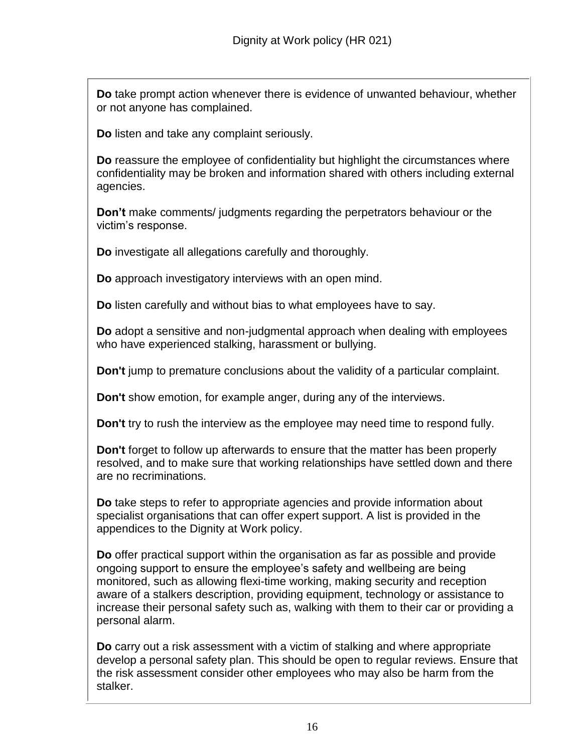**Do** take prompt action whenever there is evidence of unwanted behaviour, whether or not anyone has complained.

**Do** listen and take any complaint seriously.

**Do** reassure the employee of confidentiality but highlight the circumstances where confidentiality may be broken and information shared with others including external agencies.

**Don't** make comments/ judgments regarding the perpetrators behaviour or the victim's response.

**Do** investigate all allegations carefully and thoroughly.

**Do** approach investigatory interviews with an open mind.

**Do** listen carefully and without bias to what employees have to say.

**Do** adopt a sensitive and non-judgmental approach when dealing with employees who have experienced stalking, harassment or bullying.

**Don't** jump to premature conclusions about the validity of a particular complaint.

**Don't** show emotion, for example anger, during any of the interviews.

**Don't** try to rush the interview as the employee may need time to respond fully.

**Don't** forget to follow up afterwards to ensure that the matter has been properly resolved, and to make sure that working relationships have settled down and there are no recriminations.

**Do** take steps to refer to appropriate agencies and provide information about specialist organisations that can offer expert support. A list is provided in the appendices to the Dignity at Work policy.

**Do** offer practical support within the organisation as far as possible and provide ongoing support to ensure the employee's safety and wellbeing are being monitored, such as allowing flexi-time working, making security and reception aware of a stalkers description, providing equipment, technology or assistance to increase their personal safety such as, walking with them to their car or providing a personal alarm.

**Do** carry out a risk assessment with a victim of stalking and where appropriate develop a personal safety plan. This should be open to regular reviews. Ensure that the risk assessment consider other employees who may also be harm from the stalker.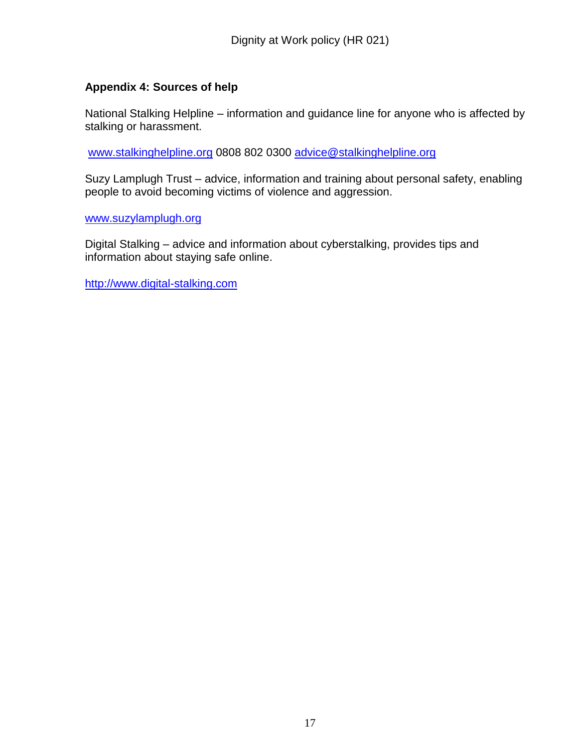## Appendix 4: Sources of help

National Stalking Helpline – information and guidance line for anyone who is affected by stalking or harassment.

www.stalkinghelpline.org 0808 802 0300 advice@stalkinghelpline.org

Suzy Lamplugh Trust – advice, information and training about personal safety, enabling people to avoid becoming victims of violence and aggression.

www.suzylamplugh.org

Digital Stalking – advice and information about cyberstalking, provides tips and information about staying safe online.

http://www.digital-stalking.com